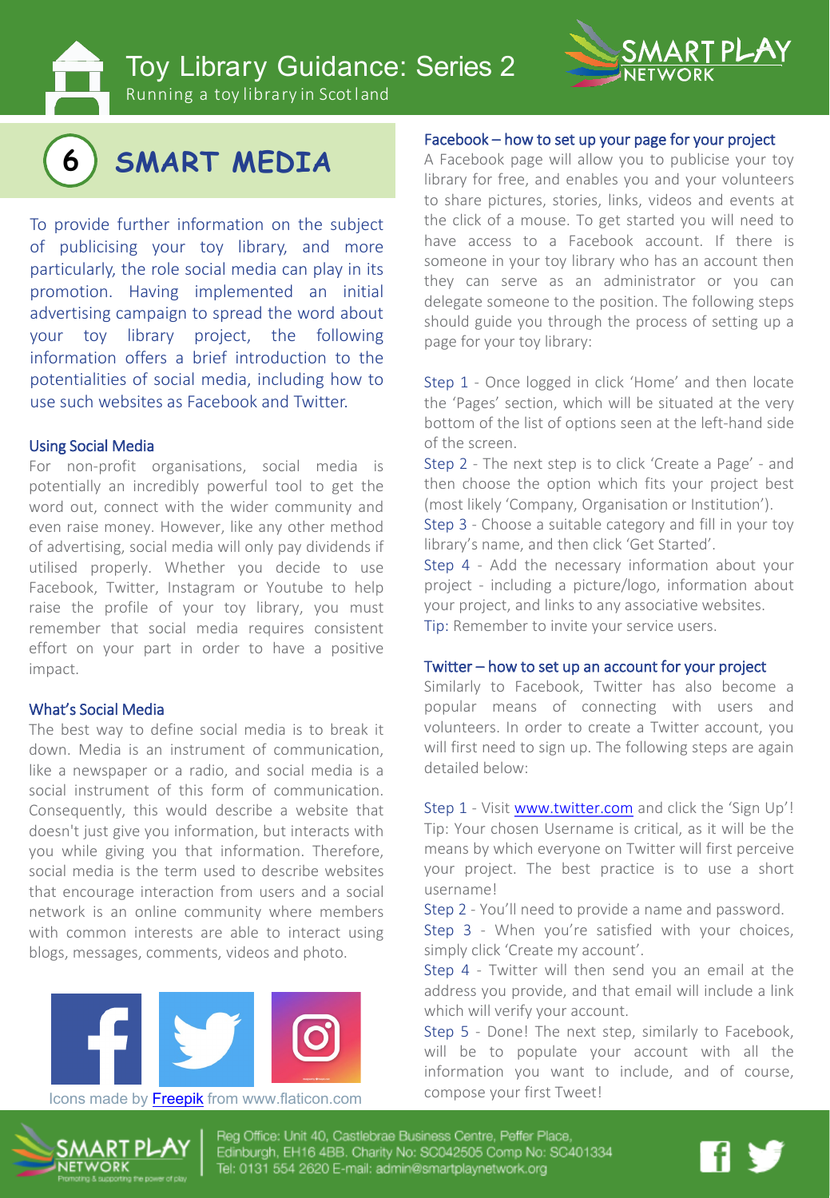# Toy Library Guidance: Series 2

Running a toy library in Scotland

## 6 SMART MEDIA

To provide further information on the subject of publicising your toy library, and more particularly, the role social media can play in its promotion. Having implemented an initial advertising campaign to spread the word about your toy library project, the following information offers a brief introduction to the potentialities of social media, including how to use such websites as Facebook and Twitter.

### Using Social Media

For non-profit organisations, social media is potentially an incredibly powerful tool to get the word out, connect with the wider community and even raise money. However, like any other method of advertising, social media will only pay dividends if utilised properly. Whether you decide to use Facebook, Twitter, Instagram or Youtube to help raise the profile of your toy library, you must remember that social media requires consistent effort on your part in order to have a positive impact.

### What's Social Media

The best way to define social media is to break it down. Media is an instrument of communication, like a newspaper or a radio, and social media is a social instrument of this form of communication. Consequently, this would describe a website that doesn't just give you information, but interacts with you while giving you that information. Therefore, social media is the term used to describe websites that encourage interaction from users and a social network is an online community where members with common interests are able to interact using blogs, messages, comments, videos and photo.

Icons made by Freepik from www.flaticon.com

### Facebook – how to set up your page for your project

A Facebook page will allow you to publicise your toy library for free, and enables you and your volunteers to share pictures, stories, links, videos and events at the click of a mouse. To get started you will need to have access to a Facebook account. If there is someone in your toy library who has an account then they can serve as an administrator or you can delegate someone to the position. The following steps should guide you through the process of setting up a page for your toy library:

Step 1 - Once logged in click 'Home' and then locate the 'Pages' section, which will be situated at the very bottom of the list of options seen at the left-hand side of the screen.

Step 2 - The next step is to click 'Create a Page' - and then choose the option which fits your project best (most likely 'Company, Organisation or Institution').

Step 3 - Choose a suitable category and fill in your toy library's name, and then click 'Get Started'.

Step 4 - Add the necessary information about your project - including a picture/logo, information about your project, and links to any associative websites.

Tip: Remember to invite your service users.

### Twitter – how to set up an account for your project

Similarly to Facebook, Twitter has also become a popular means of connecting with users and volunteers. In order to create a Twitter account, you will first need to sign up. The following steps are again detailed below:

Step 1 - Visit www.twitter.com and click the 'Sign Up'!

Tip: Your chosen Username is critical, as it will be the means by which everyone on Twitter will first perceive your project. The best practice is to use a short username!

Step 2 - You'll need to provide a name and password.

Step 3 - When you're satisfied with your choices, simply click 'Create my account'.

Step 4 - Twitter will then send you an email at the address you provide, and that email will include a link which will verify your account.

Step 5 - Done! The next step, similarly to Facebook, will be to populate your account with all the information you want to include, and of course, compose your first Tweet!

Reg Office: Unit 40, Castlebrae Business Centre, Peffer Place, Edinburgh, EH16 4BB. Charity No: SC042505 Comp No: SC401334
Tel: 0131 554 2620 E-mail: admin@smartplaynetwork.org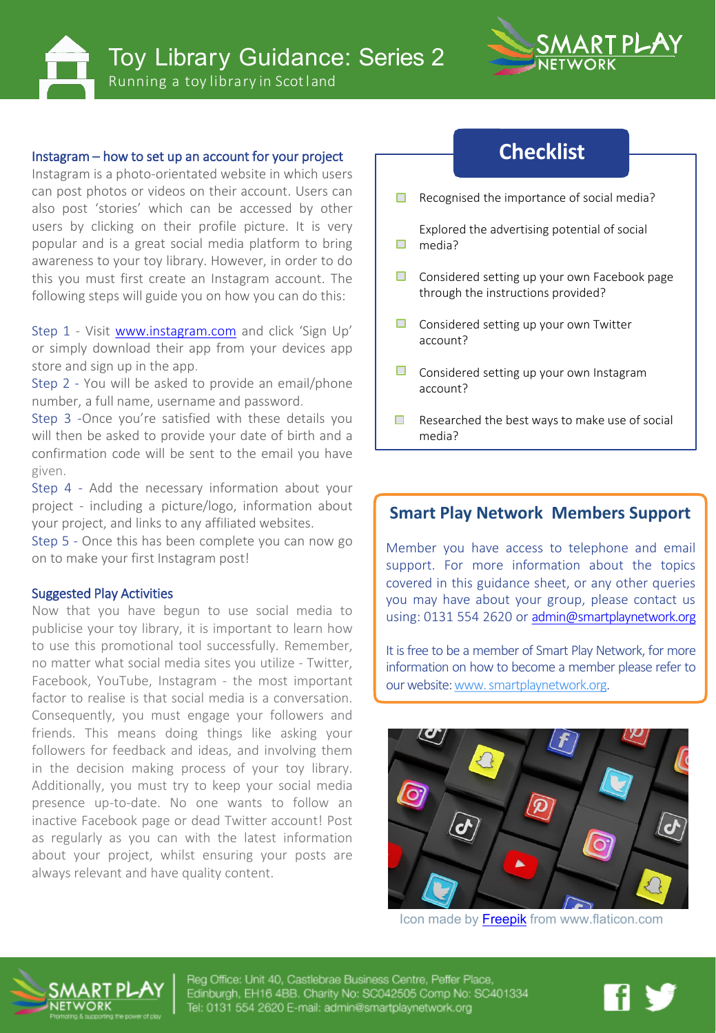## Instagram – how to set up an account for your project

Instagram is a photo-orientated website in which users can post photos or videos on their account. Users can also post 'stories' which can be accessed by other users by clicking on their profile picture. It is very popular and is a great social media platform to bring awareness to your toy library. However, in order to do this you must first create an Instagram account. The following steps will guide you on how you can do this:

Step 1 - Visit www.instagram.com and click 'Sign Up' or simply download their app from your devices app store and sign up in the app.

Step 2 - You will be asked to provide an email/phone number, a full name, username and password.

Step 3 -Once you're satisfied with these details you will then be asked to provide your date of birth and a confirmation code will be sent to the email you have given.

Step 4 - Add the necessary information about your project - including a picture/logo, information about your project, and links to any affiliated websites.

Step 5 - Once this has been complete you can now go on to make your first Instagram post!

## Suggested Play Activities

Now that you have begun to use social media to publicise your toy library, it is important to learn how to use this promotional tool successfully. Remember, no matter what social media sites you utilize - Twitter, Facebook, YouTube, Instagram - the most important factor to realise is that social media is a conversation. Consequently, you must engage your followers and friends. This means doing things like asking your followers for feedback and ideas, and involving them in the decision making process of your toy library. Additionally, you must try to keep your social media presence up-to-date. No one wants to follow an inactive Facebook page or dead Twitter account! Post as regularly as you can with the latest information about your project, whilst ensuring your posts are always relevant and have quality content.

## Checklist

- ☐ Recognised the importance of social media?
- ☐ Explored the advertising potential of social media?
- ☐ Considered setting up your own Facebook page through the instructions provided?
- ☐ Considered setting up your own Twitter account?
- ☐ Considered setting up your own Instagram account?
- ☐ Researched the best ways to make use of social media?

## Smart Play Network Members Support

Member you have access to telephone and email support. For more information about the topics covered in this guidance sheet, or any other queries you may have about your group, please contact us using: 0131 554 2620 or admin@smartplaynetwork.org

It is free to be a member of Smart Play Network, for more information on how to become a member please refer to our website: www. smartplaynetwork.org.

Icon made by Freepik from www.flaticon.com